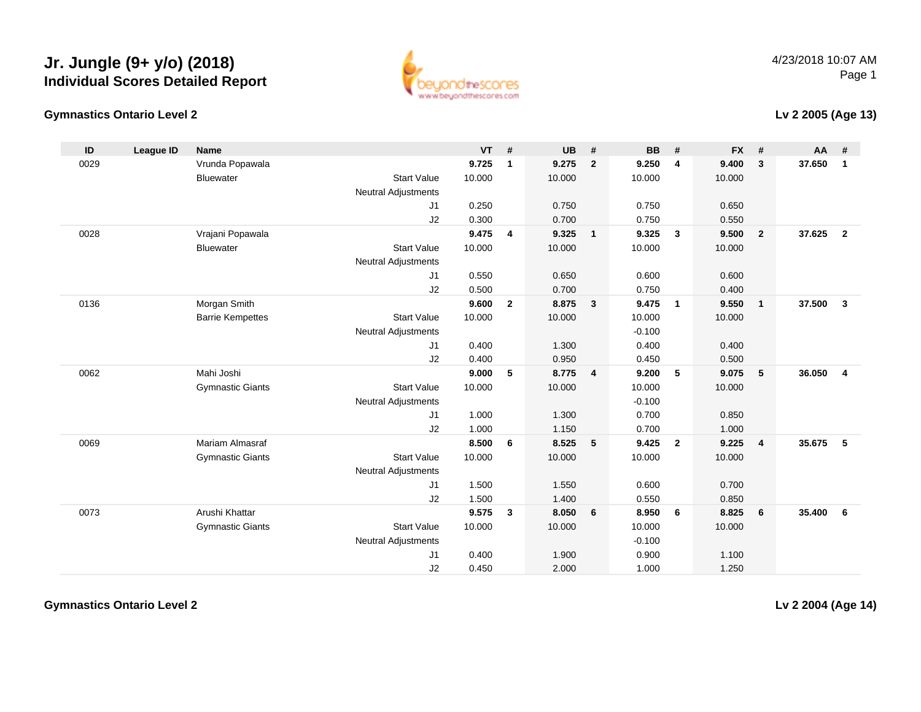# Jr. Jungle (9+ y/o) (2018)

## Individual Scores Detailed Report

4/23/2018 10:07 AM

### Gymnastics Ontario Level 2

### Lv 2 2005 (Age 13)

| ID | League ID | Name | | VT | # | UB | # | BB | # | FX | # | AA | # |
|---|---|---|---|---|---|---|---|---|---|---|---|---|---|
| 0029 | | Vrunda Popawala | | **9.725** | **1** | **9.275** | **2** | **9.250** | **4** | **9.400** | **3** | **37.650** | **1** |
| | | Bluewater | Start Value | 10.000 | | 10.000 | | 10.000 | | 10.000 | | | |
| | | | Neutral Adjustments | | | | | | | | | | |
| | | | J1 | 0.250 | | 0.750 | | 0.750 | | 0.650 | | | |
| | | | J2 | 0.300 | | 0.700 | | 0.750 | | 0.550 | | | |
| 0028 | | Vrajani Popawala | | **9.475** | **4** | **9.325** | **1** | **9.325** | **3** | **9.500** | **2** | **37.625** | **2** |
| | | Bluewater | Start Value | 10.000 | | 10.000 | | 10.000 | | 10.000 | | | |
| | | | Neutral Adjustments | | | | | | | | | | |
| | | | J1 | 0.550 | | 0.650 | | 0.600 | | 0.600 | | | |
| | | | J2 | 0.500 | | 0.700 | | 0.750 | | 0.400 | | | |
| 0136 | | Morgan Smith | | **9.600** | **2** | **8.875** | **3** | **9.475** | **1** | **9.550** | **1** | **37.500** | **3** |
| | | Barrie Kempettes | Start Value | 10.000 | | 10.000 | | 10.000 | | 10.000 | | | |
| | | | Neutral Adjustments | | | | | -0.100 | | | | | |
| | | | J1 | 0.400 | | 1.300 | | 0.400 | | 0.400 | | | |
| | | | J2 | 0.400 | | 0.950 | | 0.450 | | 0.500 | | | |
| 0062 | | Mahi Joshi | | **9.000** | **5** | **8.775** | **4** | **9.200** | **5** | **9.075** | **5** | **36.050** | **4** |
| | | Gymnastic Giants | Start Value | 10.000 | | 10.000 | | 10.000 | | 10.000 | | | |
| | | | Neutral Adjustments | | | | | -0.100 | | | | | |
| | | | J1 | 1.000 | | 1.300 | | 0.700 | | 0.850 | | | |
| | | | J2 | 1.000 | | 1.150 | | 0.700 | | 1.000 | | | |
| 0069 | | Mariam Almasraf | | **8.500** | **6** | **8.525** | **5** | **9.425** | **2** | **9.225** | **4** | **35.675** | **5** |
| | | Gymnastic Giants | Start Value | 10.000 | | 10.000 | | 10.000 | | 10.000 | | | |
| | | | Neutral Adjustments | | | | | | | | | | |
| | | | J1 | 1.500 | | 1.550 | | 0.600 | | 0.700 | | | |
| | | | J2 | 1.500 | | 1.400 | | 0.550 | | 0.850 | | | |
| 0073 | | Arushi Khattar | | **9.575** | **3** | **8.050** | **6** | **8.950** | **6** | **8.825** | **6** | **35.400** | **6** |
| | | Gymnastic Giants | Start Value | 10.000 | | 10.000 | | 10.000 | | 10.000 | | | |
| | | | Neutral Adjustments | | | | | -0.100 | | | | | |
| | | | J1 | 0.400 | | 1.900 | | 0.900 | | 1.100 | | | |
| | | | J2 | 0.450 | | 2.000 | | 1.000 | | 1.250 | | | |

### Gymnastics Ontario Level 2

### Lv 2 2004 (Age 14)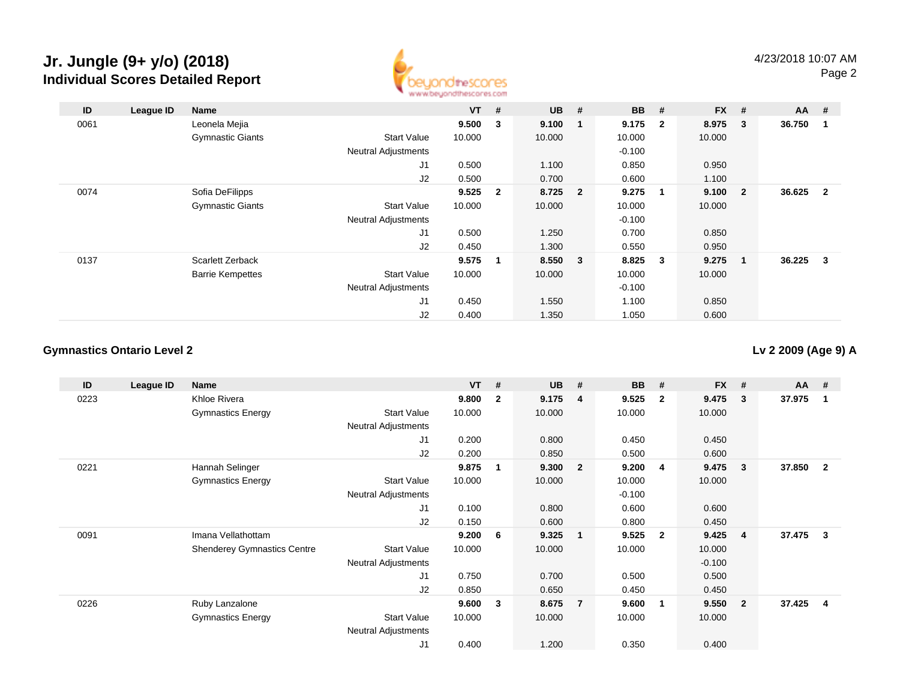# Jr. Jungle (9+ y/o) (2018)

## Individual Scores Detailed Report

4/23/2018 10:07 AM

| ID | League ID | Name | | VT | # | UB | # | BB | # | FX | # | AA | # |
|---|---|---|---|---|---|---|---|---|---|---|---|---|---|
| 0061 | | Leonela Mejia | | **9.500** | **3** | **9.100** | **1** | **9.175** | **2** | **8.975** | **3** | **36.750** | **1** |
| | | Gymnastic Giants | Start Value | 10.000 | | 10.000 | | 10.000 | | 10.000 | | | |
| | | | Neutral Adjustments | | | | | -0.100 | | | | | |
| | | | J1 | 0.500 | | 1.100 | | 0.850 | | 0.950 | | | |
| | | | J2 | 0.500 | | 0.700 | | 0.600 | | 1.100 | | | |
| 0074 | | Sofia DeFilipps | | **9.525** | **2** | **8.725** | **2** | **9.275** | **1** | **9.100** | **2** | **36.625** | **2** |
| | | Gymnastic Giants | Start Value | 10.000 | | 10.000 | | 10.000 | | 10.000 | | | |
| | | | Neutral Adjustments | | | | | -0.100 | | | | | |
| | | | J1 | 0.500 | | 1.250 | | 0.700 | | 0.850 | | | |
| | | | J2 | 0.450 | | 1.300 | | 0.550 | | 0.950 | | | |
| 0137 | | Scarlett Zerback | | **9.575** | **1** | **8.550** | **3** | **8.825** | **3** | **9.275** | **1** | **36.225** | **3** |
| | | Barrie Kempettes | Start Value | 10.000 | | 10.000 | | 10.000 | | 10.000 | | | |
| | | | Neutral Adjustments | | | | | -0.100 | | | | | |
| | | | J1 | 0.450 | | 1.550 | | 1.100 | | 0.850 | | | |
| | | | J2 | 0.400 | | 1.350 | | 1.050 | | 0.600 | | | |

### Gymnastics Ontario Level 2

**Lv 2 2009 (Age 9) A**

| ID | League ID | Name | | VT | # | UB | # | BB | # | FX | # | AA | # |
|---|---|---|---|---|---|---|---|---|---|---|---|---|---|
| 0223 | | Khloe Rivera | | **9.800** | **2** | **9.175** | **4** | **9.525** | **2** | **9.475** | **3** | **37.975** | **1** |
| | | Gymnastics Energy | Start Value | 10.000 | | 10.000 | | 10.000 | | 10.000 | | | |
| | | | Neutral Adjustments | | | | | | | | | | |
| | | | J1 | 0.200 | | 0.800 | | 0.450 | | 0.450 | | | |
| | | | J2 | 0.200 | | 0.850 | | 0.500 | | 0.600 | | | |
| 0221 | | Hannah Selinger | | **9.875** | **1** | **9.300** | **2** | **9.200** | **4** | **9.475** | **3** | **37.850** | **2** |
| | | Gymnastics Energy | Start Value | 10.000 | | 10.000 | | 10.000 | | 10.000 | | | |
| | | | Neutral Adjustments | | | | | -0.100 | | | | | |
| | | | J1 | 0.100 | | 0.800 | | 0.600 | | 0.600 | | | |
| | | | J2 | 0.150 | | 0.600 | | 0.800 | | 0.450 | | | |
| 0091 | | Imana Vellathottam | | **9.200** | **6** | **9.325** | **1** | **9.525** | **2** | **9.425** | **4** | **37.475** | **3** |
| | | Shenderey Gymnastics Centre | Start Value | 10.000 | | 10.000 | | 10.000 | | 10.000 | | | |
| | | | Neutral Adjustments | | | | | | | -0.100 | | | |
| | | | J1 | 0.750 | | 0.700 | | 0.500 | | 0.500 | | | |
| | | | J2 | 0.850 | | 0.650 | | 0.450 | | 0.450 | | | |
| 0226 | | Ruby Lanzalone | | **9.600** | **3** | **8.675** | **7** | **9.600** | **1** | **9.550** | **2** | **37.425** | **4** |
| | | Gymnastics Energy | Start Value | 10.000 | | 10.000 | | 10.000 | | 10.000 | | | |
| | | | Neutral Adjustments | | | | | | | | | | |
| | | | J1 | 0.400 | | 1.200 | | 0.350 | | 0.400 | | | |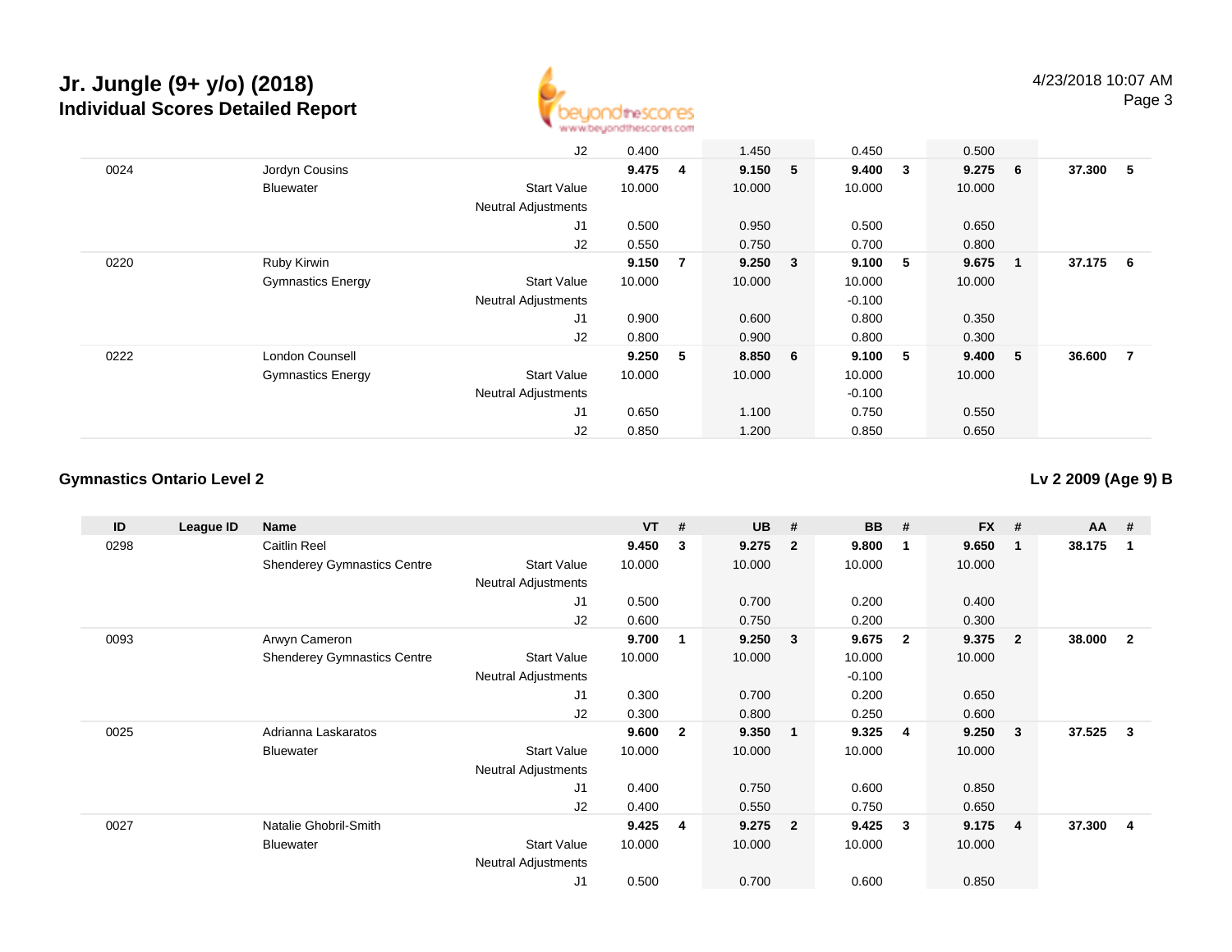# Jr. Jungle (9+ y/o) (2018)

## Individual Scores Detailed Report

4/23/2018 10:07 AM

| ID | League ID | Name | | VT | # | UB | # | BB | # | FX | # | AA | # |
|---|---|---|---|---|---|---|---|---|---|---|---|---|---|
| | | | J2 | 0.400 | | 1.450 | | 0.450 | | 0.500 | | | |
| 0024 | | Jordyn Cousins | | **9.475** | **4** | **9.150** | **5** | **9.400** | **3** | **9.275** | **6** | **37.300** | **5** |
| | | Bluewater | Start Value | 10.000 | | 10.000 | | 10.000 | | 10.000 | | | |
| | | | Neutral Adjustments | | | | | | | | | | |
| | | | J1 | 0.500 | | 0.950 | | 0.500 | | 0.650 | | | |
| | | | J2 | 0.550 | | 0.750 | | 0.700 | | 0.800 | | | |
| 0220 | | Ruby Kirwin | | **9.150** | **7** | **9.250** | **3** | **9.100** | **5** | **9.675** | **1** | **37.175** | **6** |
| | | Gymnastics Energy | Start Value | 10.000 | | 10.000 | | 10.000 | | 10.000 | | | |
| | | | Neutral Adjustments | | | | | -0.100 | | | | | |
| | | | J1 | 0.900 | | 0.600 | | 0.800 | | 0.350 | | | |
| | | | J2 | 0.800 | | 0.900 | | 0.800 | | 0.300 | | | |
| 0222 | | London Counsell | | **9.250** | **5** | **8.850** | **6** | **9.100** | **5** | **9.400** | **5** | **36.600** | **7** |
| | | Gymnastics Energy | Start Value | 10.000 | | 10.000 | | 10.000 | | 10.000 | | | |
| | | | Neutral Adjustments | | | | | -0.100 | | | | | |
| | | | J1 | 0.650 | | 1.100 | | 0.750 | | 0.550 | | | |
| | | | J2 | 0.850 | | 1.200 | | 0.850 | | 0.650 | | | |

### Gymnastics Ontario Level 2

**Lv 2 2009 (Age 9) B**

| ID | League ID | Name | | VT | # | UB | # | BB | # | FX | # | AA | # |
|---|---|---|---|---|---|---|---|---|---|---|---|---|---|
| 0298 | | Caitlin Reel | | **9.450** | **3** | **9.275** | **2** | **9.800** | **1** | **9.650** | **1** | **38.175** | **1** |
| | | Shenderey Gymnastics Centre | Start Value | 10.000 | | 10.000 | | 10.000 | | 10.000 | | | |
| | | | Neutral Adjustments | | | | | | | | | | |
| | | | J1 | 0.500 | | 0.700 | | 0.200 | | 0.400 | | | |
| | | | J2 | 0.600 | | 0.750 | | 0.200 | | 0.300 | | | |
| 0093 | | Arwyn Cameron | | **9.700** | **1** | **9.250** | **3** | **9.675** | **2** | **9.375** | **2** | **38.000** | **2** |
| | | Shenderey Gymnastics Centre | Start Value | 10.000 | | 10.000 | | 10.000 | | 10.000 | | | |
| | | | Neutral Adjustments | | | | | -0.100 | | | | | |
| | | | J1 | 0.300 | | 0.700 | | 0.200 | | 0.650 | | | |
| | | | J2 | 0.300 | | 0.800 | | 0.250 | | 0.600 | | | |
| 0025 | | Adrianna Laskaratos | | **9.600** | **2** | **9.350** | **1** | **9.325** | **4** | **9.250** | **3** | **37.525** | **3** |
| | | Bluewater | Start Value | 10.000 | | 10.000 | | 10.000 | | 10.000 | | | |
| | | | Neutral Adjustments | | | | | | | | | | |
| | | | J1 | 0.400 | | 0.750 | | 0.600 | | 0.850 | | | |
| | | | J2 | 0.400 | | 0.550 | | 0.750 | | 0.650 | | | |
| 0027 | | Natalie Ghobril-Smith | | **9.425** | **4** | **9.275** | **2** | **9.425** | **3** | **9.175** | **4** | **37.300** | **4** |
| | | Bluewater | Start Value | 10.000 | | 10.000 | | 10.000 | | 10.000 | | | |
| | | | Neutral Adjustments | | | | | | | | | | |
| | | | J1 | 0.500 | | 0.700 | | 0.600 | | 0.850 | | | |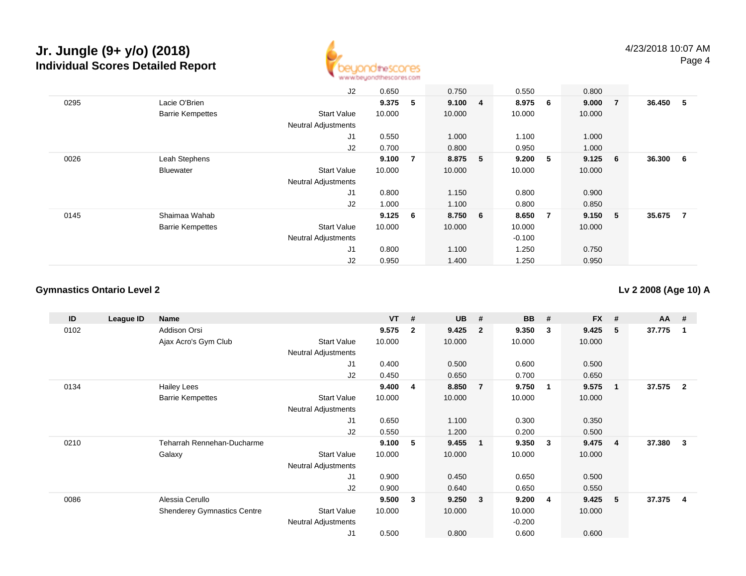# Jr. Jungle (9+ y/o) (2018)

## Individual Scores Detailed Report

4/23/2018 10:07 AM

| ID | League ID | Name | | VT | # | UB | # | BB | # | FX | # | AA | # |
|---|---|---|---|---|---|---|---|---|---|---|---|---|---|
| | | | J2 | 0.650 | | 0.750 | | 0.550 | | 0.800 | | | |
| 0295 | | Lacie O'Brien | | **9.375** | **5** | **9.100** | **4** | **8.975** | **6** | **9.000** | **7** | **36.450** | **5** |
| | | Barrie Kempettes | Start Value | 10.000 | | 10.000 | | 10.000 | | 10.000 | | | |
| | | | Neutral Adjustments | | | | | | | | | | |
| | | | J1 | 0.550 | | 1.000 | | 1.100 | | 1.000 | | | |
| | | | J2 | 0.700 | | 0.800 | | 0.950 | | 1.000 | | | |
| 0026 | | Leah Stephens | | **9.100** | **7** | **8.875** | **5** | **9.200** | **5** | **9.125** | **6** | **36.300** | **6** |
| | | Bluewater | Start Value | 10.000 | | 10.000 | | 10.000 | | 10.000 | | | |
| | | | Neutral Adjustments | | | | | | | | | | |
| | | | J1 | 0.800 | | 1.150 | | 0.800 | | 0.900 | | | |
| | | | J2 | 1.000 | | 1.100 | | 0.800 | | 0.850 | | | |
| 0145 | | Shaimaa Wahab | | **9.125** | **6** | **8.750** | **6** | **8.650** | **7** | **9.150** | **5** | **35.675** | **7** |
| | | Barrie Kempettes | Start Value | 10.000 | | 10.000 | | 10.000 | | 10.000 | | | |
| | | | Neutral Adjustments | | | | | -0.100 | | | | | |
| | | | J1 | 0.800 | | 1.100 | | 1.250 | | 0.750 | | | |
| | | | J2 | 0.950 | | 1.400 | | 1.250 | | 0.950 | | | |

### Gymnastics Ontario Level 2

### Lv 2 2008 (Age 10) A

| ID | League ID | Name | | VT | # | UB | # | BB | # | FX | # | AA | # |
|---|---|---|---|---|---|---|---|---|---|---|---|---|---|
| 0102 | | Addison Orsi | | **9.575** | **2** | **9.425** | **2** | **9.350** | **3** | **9.425** | **5** | **37.775** | **1** |
| | | Ajax Acro's Gym Club | Start Value | 10.000 | | 10.000 | | 10.000 | | 10.000 | | | |
| | | | Neutral Adjustments | | | | | | | | | | |
| | | | J1 | 0.400 | | 0.500 | | 0.600 | | 0.500 | | | |
| | | | J2 | 0.450 | | 0.650 | | 0.700 | | 0.650 | | | |
| 0134 | | Hailey Lees | | **9.400** | **4** | **8.850** | **7** | **9.750** | **1** | **9.575** | **1** | **37.575** | **2** |
| | | Barrie Kempettes | Start Value | 10.000 | | 10.000 | | 10.000 | | 10.000 | | | |
| | | | Neutral Adjustments | | | | | | | | | | |
| | | | J1 | 0.650 | | 1.100 | | 0.300 | | 0.350 | | | |
| | | | J2 | 0.550 | | 1.200 | | 0.200 | | 0.500 | | | |
| 0210 | | Teharrah Rennehan-Ducharme | | **9.100** | **5** | **9.455** | **1** | **9.350** | **3** | **9.475** | **4** | **37.380** | **3** |
| | | Galaxy | Start Value | 10.000 | | 10.000 | | 10.000 | | 10.000 | | | |
| | | | Neutral Adjustments | | | | | | | | | | |
| | | | J1 | 0.900 | | 0.450 | | 0.650 | | 0.500 | | | |
| | | | J2 | 0.900 | | 0.640 | | 0.650 | | 0.550 | | | |
| 0086 | | Alessia Cerullo | | **9.500** | **3** | **9.250** | **3** | **9.200** | **4** | **9.425** | **5** | **37.375** | **4** |
| | | Shenderey Gymnastics Centre | Start Value | 10.000 | | 10.000 | | 10.000 | | 10.000 | | | |
| | | | Neutral Adjustments | | | | | -0.200 | | | | | |
| | | | J1 | 0.500 | | 0.800 | | 0.600 | | 0.600 | | | |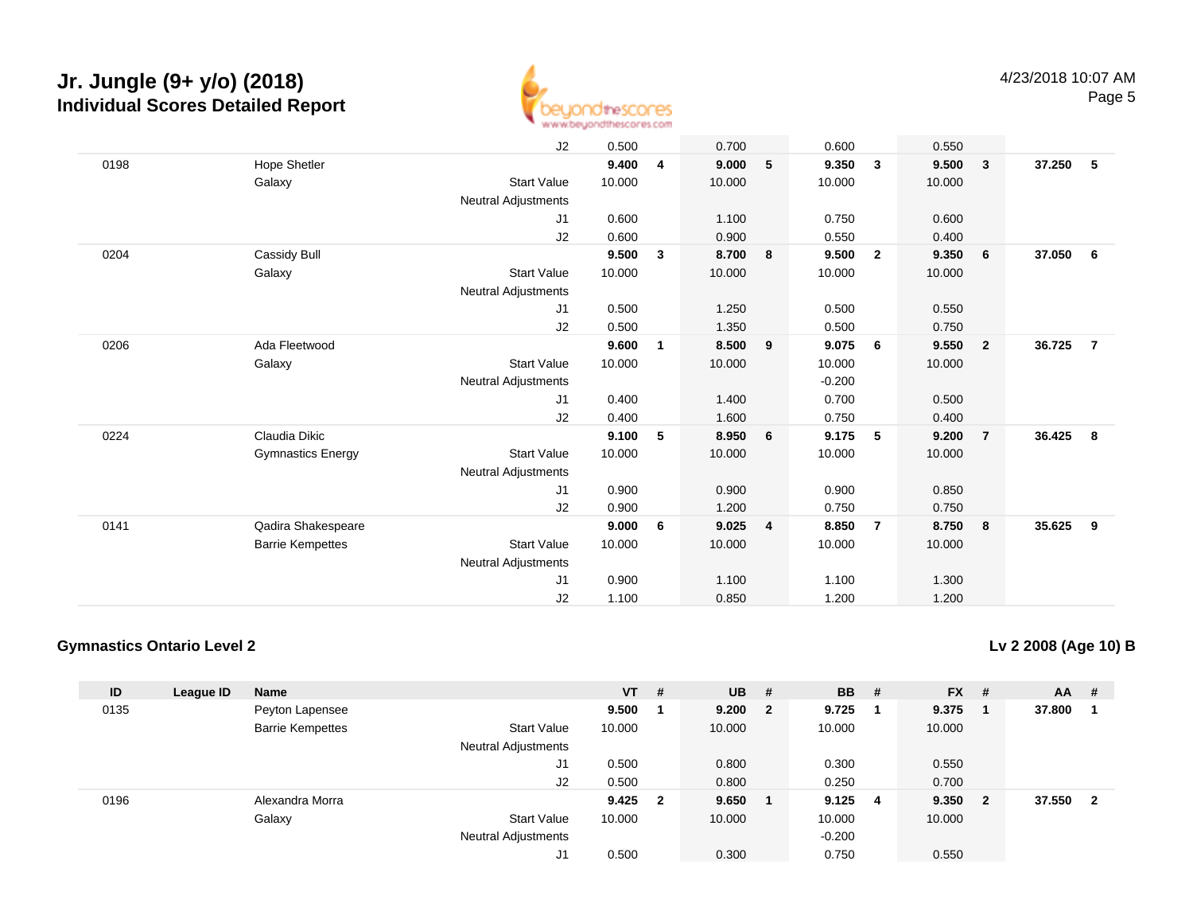## Jr. Jungle (9+ y/o) (2018)
### Individual Scores Detailed Report

4/23/2018 10:07 AM

| ID | League ID | Name | | VT | # | UB | # | BB | # | FX | # | AA | # |
|---|---|---|---|---|---|---|---|---|---|---|---|---|---|
| | | | J2 | 0.500 | | 0.700 | | 0.600 | | 0.550 | | | |
| 0198 | | Hope Shetler | | **9.400** | **4** | **9.000** | **5** | **9.350** | **3** | **9.500** | **3** | **37.250** | **5** |
| | | Galaxy | Start Value | 10.000 | | 10.000 | | 10.000 | | 10.000 | | | |
| | | | Neutral Adjustments | | | | | | | | | | |
| | | | J1 | 0.600 | | 1.100 | | 0.750 | | 0.600 | | | |
| | | | J2 | 0.600 | | 0.900 | | 0.550 | | 0.400 | | | |
| 0204 | | Cassidy Bull | | **9.500** | **3** | **8.700** | **8** | **9.500** | **2** | **9.350** | **6** | **37.050** | **6** |
| | | Galaxy | Start Value | 10.000 | | 10.000 | | 10.000 | | 10.000 | | | |
| | | | Neutral Adjustments | | | | | | | | | | |
| | | | J1 | 0.500 | | 1.250 | | 0.500 | | 0.550 | | | |
| | | | J2 | 0.500 | | 1.350 | | 0.500 | | 0.750 | | | |
| 0206 | | Ada Fleetwood | | **9.600** | **1** | **8.500** | **9** | **9.075** | **6** | **9.550** | **2** | **36.725** | **7** |
| | | Galaxy | Start Value | 10.000 | | 10.000 | | 10.000 | | 10.000 | | | |
| | | | Neutral Adjustments | | | | | -0.200 | | | | | |
| | | | J1 | 0.400 | | 1.400 | | 0.700 | | 0.500 | | | |
| | | | J2 | 0.400 | | 1.600 | | 0.750 | | 0.400 | | | |
| 0224 | | Claudia Dikic | | **9.100** | **5** | **8.950** | **6** | **9.175** | **5** | **9.200** | **7** | **36.425** | **8** |
| | | Gymnastics Energy | Start Value | 10.000 | | 10.000 | | 10.000 | | 10.000 | | | |
| | | | Neutral Adjustments | | | | | | | | | | |
| | | | J1 | 0.900 | | 0.900 | | 0.900 | | 0.850 | | | |
| | | | J2 | 0.900 | | 1.200 | | 0.750 | | 0.750 | | | |
| 0141 | | Qadira Shakespeare | | **9.000** | **6** | **9.025** | **4** | **8.850** | **7** | **8.750** | **8** | **35.625** | **9** |
| | | Barrie Kempettes | Start Value | 10.000 | | 10.000 | | 10.000 | | 10.000 | | | |
| | | | Neutral Adjustments | | | | | | | | | | |
| | | | J1 | 0.900 | | 1.100 | | 1.100 | | 1.300 | | | |
| | | | J2 | 1.100 | | 0.850 | | 1.200 | | 1.200 | | | |

### Gymnastics Ontario Level 2

**Lv 2 2008 (Age 10) B**

| ID | League ID | Name | | VT | # | UB | # | BB | # | FX | # | AA | # |
|---|---|---|---|---|---|---|---|---|---|---|---|---|---|
| 0135 | | Peyton Lapensee | | **9.500** | **1** | **9.200** | **2** | **9.725** | **1** | **9.375** | **1** | **37.800** | **1** |
| | | Barrie Kempettes | Start Value | 10.000 | | 10.000 | | 10.000 | | 10.000 | | | |
| | | | Neutral Adjustments | | | | | | | | | | |
| | | | J1 | 0.500 | | 0.800 | | 0.300 | | 0.550 | | | |
| | | | J2 | 0.500 | | 0.800 | | 0.250 | | 0.700 | | | |
| 0196 | | Alexandra Morra | | **9.425** | **2** | **9.650** | **1** | **9.125** | **4** | **9.350** | **2** | **37.550** | **2** |
| | | Galaxy | Start Value | 10.000 | | 10.000 | | 10.000 | | 10.000 | | | |
| | | | Neutral Adjustments | | | | | -0.200 | | | | | |
| | | | J1 | 0.500 | | 0.300 | | 0.750 | | 0.550 | | | |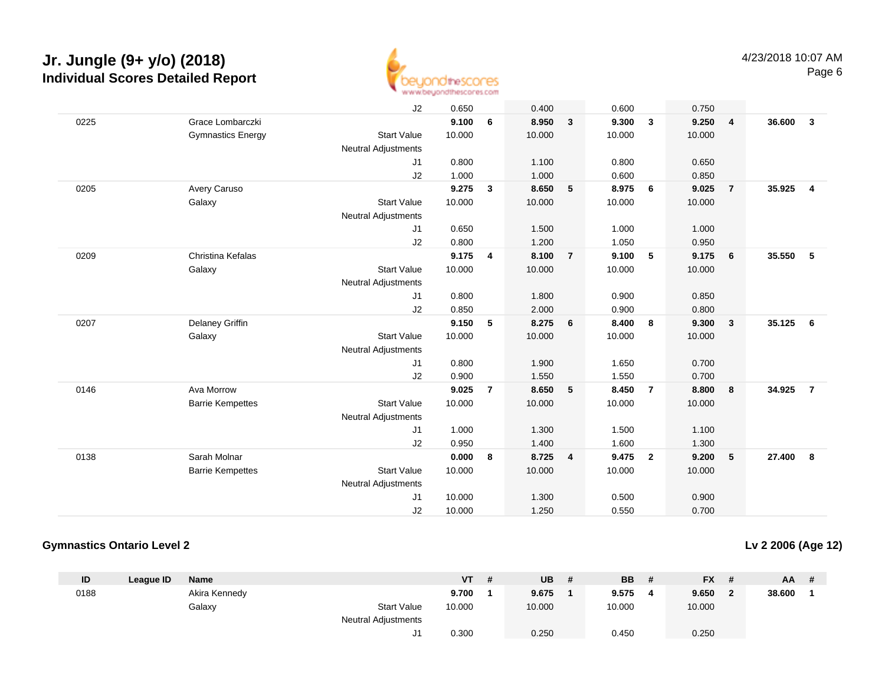# Jr. Jungle (9+ y/o) (2018)

## Individual Scores Detailed Report

| ID | League ID | Name | | VT | # | UB | # | BB | # | FX | # | AA | # |
|---|---|---|---|---|---|---|---|---|---|---|---|---|---|
| | | | J2 | 0.650 | | 0.400 | | 0.600 | | 0.750 | | | |
| 0225 | | Grace Lombarczki | | **9.100** | **6** | **8.950** | **3** | **9.300** | **3** | **9.250** | **4** | **36.600** | **3** |
| | | Gymnastics Energy | Start Value | 10.000 | | 10.000 | | 10.000 | | 10.000 | | | |
| | | | Neutral Adjustments | | | | | | | | | | |
| | | | J1 | 0.800 | | 1.100 | | 0.800 | | 0.650 | | | |
| | | | J2 | 1.000 | | 1.000 | | 0.600 | | 0.850 | | | |
| 0205 | | Avery Caruso | | **9.275** | **3** | **8.650** | **5** | **8.975** | **6** | **9.025** | **7** | **35.925** | **4** |
| | | Galaxy | Start Value | 10.000 | | 10.000 | | 10.000 | | 10.000 | | | |
| | | | Neutral Adjustments | | | | | | | | | | |
| | | | J1 | 0.650 | | 1.500 | | 1.000 | | 1.000 | | | |
| | | | J2 | 0.800 | | 1.200 | | 1.050 | | 0.950 | | | |
| 0209 | | Christina Kefalas | | **9.175** | **4** | **8.100** | **7** | **9.100** | **5** | **9.175** | **6** | **35.550** | **5** |
| | | Galaxy | Start Value | 10.000 | | 10.000 | | 10.000 | | 10.000 | | | |
| | | | Neutral Adjustments | | | | | | | | | | |
| | | | J1 | 0.800 | | 1.800 | | 0.900 | | 0.850 | | | |
| | | | J2 | 0.850 | | 2.000 | | 0.900 | | 0.800 | | | |
| 0207 | | Delaney Griffin | | **9.150** | **5** | **8.275** | **6** | **8.400** | **8** | **9.300** | **3** | **35.125** | **6** |
| | | Galaxy | Start Value | 10.000 | | 10.000 | | 10.000 | | 10.000 | | | |
| | | | Neutral Adjustments | | | | | | | | | | |
| | | | J1 | 0.800 | | 1.900 | | 1.650 | | 0.700 | | | |
| | | | J2 | 0.900 | | 1.550 | | 1.550 | | 0.700 | | | |
| 0146 | | Ava Morrow | | **9.025** | **7** | **8.650** | **5** | **8.450** | **7** | **8.800** | **8** | **34.925** | **7** |
| | | Barrie Kempettes | Start Value | 10.000 | | 10.000 | | 10.000 | | 10.000 | | | |
| | | | Neutral Adjustments | | | | | | | | | | |
| | | | J1 | 1.000 | | 1.300 | | 1.500 | | 1.100 | | | |
| | | | J2 | 0.950 | | 1.400 | | 1.600 | | 1.300 | | | |
| 0138 | | Sarah Molnar | | **0.000** | **8** | **8.725** | **4** | **9.475** | **2** | **9.200** | **5** | **27.400** | **8** |
| | | Barrie Kempettes | Start Value | 10.000 | | 10.000 | | 10.000 | | 10.000 | | | |
| | | | Neutral Adjustments | | | | | | | | | | |
| | | | J1 | 10.000 | | 1.300 | | 0.500 | | 0.900 | | | |
| | | | J2 | 10.000 | | 1.250 | | 0.550 | | 0.700 | | | |

### Gymnastics Ontario Level 2

**Lv 2 2006 (Age 12)**

| ID | League ID | Name | | VT | # | UB | # | BB | # | FX | # | AA | # |
|---|---|---|---|---|---|---|---|---|---|---|---|---|---|
| 0188 | | Akira Kennedy | | **9.700** | **1** | **9.675** | **1** | **9.575** | **4** | **9.650** | **2** | **38.600** | **1** |
| | | Galaxy | Start Value | 10.000 | | 10.000 | | 10.000 | | 10.000 | | | |
| | | | Neutral Adjustments | | | | | | | | | | |
| | | | J1 | 0.300 | | 0.250 | | 0.450 | | 0.250 | | | |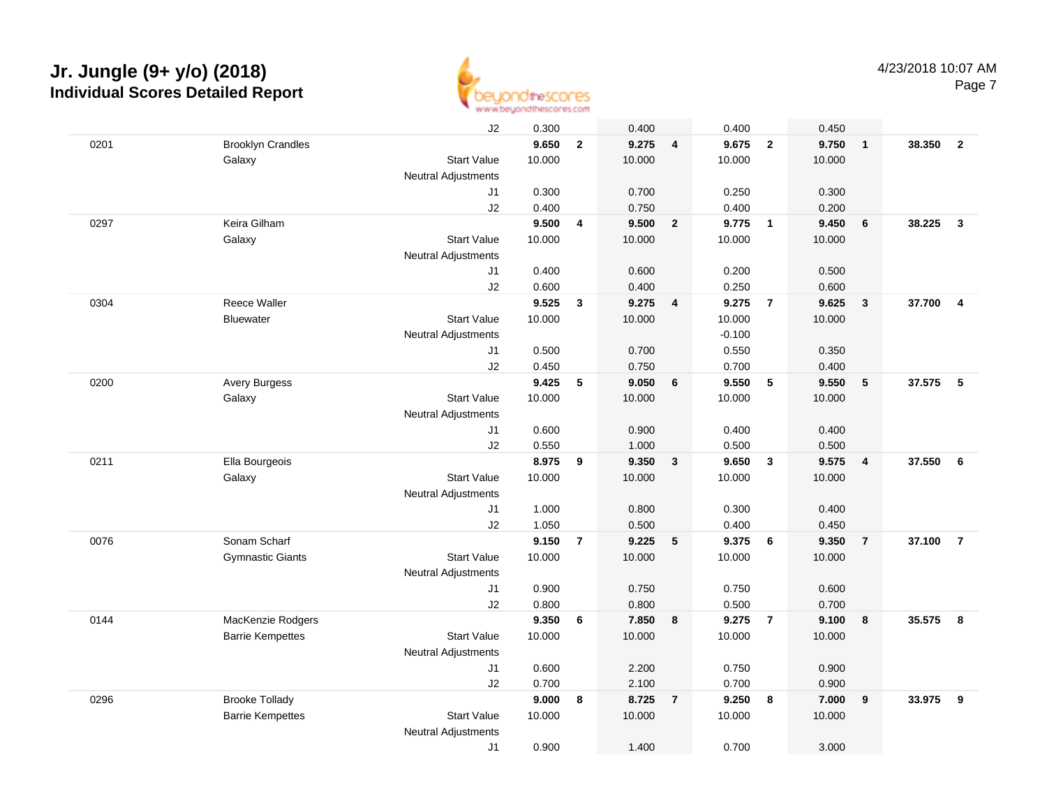# Jr. Jungle (9+ y/o) (2018)

## Individual Scores Detailed Report

4/23/2018 10:07 AM

| Bib | Name / Club | | Event 1 | Rk | Event 2 | Rk | Event 3 | Rk | Event 4 | Rk | AA | Rk |
|---|---|---|---|---|---|---|---|---|---|---|---|---|
| | | J2 | 0.300 | | 0.400 | | 0.400 | | 0.450 | | | |
| 0201 | Brooklyn Crandles | | **9.650** | **2** | **9.275** | **4** | **9.675** | **2** | **9.750** | **1** | **38.350** | **2** |
| | Galaxy | Start Value | 10.000 | | 10.000 | | 10.000 | | 10.000 | | | |
| | | Neutral Adjustments | | | | | | | | | | |
| | | J1 | 0.300 | | 0.700 | | 0.250 | | 0.300 | | | |
| | | J2 | 0.400 | | 0.750 | | 0.400 | | 0.200 | | | |
| 0297 | Keira Gilham | | **9.500** | **4** | **9.500** | **2** | **9.775** | **1** | **9.450** | **6** | **38.225** | **3** |
| | Galaxy | Start Value | 10.000 | | 10.000 | | 10.000 | | 10.000 | | | |
| | | Neutral Adjustments | | | | | | | | | | |
| | | J1 | 0.400 | | 0.600 | | 0.200 | | 0.500 | | | |
| | | J2 | 0.600 | | 0.400 | | 0.250 | | 0.600 | | | |
| 0304 | Reece Waller | | **9.525** | **3** | **9.275** | **4** | **9.275** | **7** | **9.625** | **3** | **37.700** | **4** |
| | Bluewater | Start Value | 10.000 | | 10.000 | | 10.000 | | 10.000 | | | |
| | | Neutral Adjustments | | | | | -0.100 | | | | | |
| | | J1 | 0.500 | | 0.700 | | 0.550 | | 0.350 | | | |
| | | J2 | 0.450 | | 0.750 | | 0.700 | | 0.400 | | | |
| 0200 | Avery Burgess | | **9.425** | **5** | **9.050** | **6** | **9.550** | **5** | **9.550** | **5** | **37.575** | **5** |
| | Galaxy | Start Value | 10.000 | | 10.000 | | 10.000 | | 10.000 | | | |
| | | Neutral Adjustments | | | | | | | | | | |
| | | J1 | 0.600 | | 0.900 | | 0.400 | | 0.400 | | | |
| | | J2 | 0.550 | | 1.000 | | 0.500 | | 0.500 | | | |
| 0211 | Ella Bourgeois | | **8.975** | **9** | **9.350** | **3** | **9.650** | **3** | **9.575** | **4** | **37.550** | **6** |
| | Galaxy | Start Value | 10.000 | | 10.000 | | 10.000 | | 10.000 | | | |
| | | Neutral Adjustments | | | | | | | | | | |
| | | J1 | 1.000 | | 0.800 | | 0.300 | | 0.400 | | | |
| | | J2 | 1.050 | | 0.500 | | 0.400 | | 0.450 | | | |
| 0076 | Sonam Scharf | | **9.150** | **7** | **9.225** | **5** | **9.375** | **6** | **9.350** | **7** | **37.100** | **7** |
| | Gymnastic Giants | Start Value | 10.000 | | 10.000 | | 10.000 | | 10.000 | | | |
| | | Neutral Adjustments | | | | | | | | | | |
| | | J1 | 0.900 | | 0.750 | | 0.750 | | 0.600 | | | |
| | | J2 | 0.800 | | 0.800 | | 0.500 | | 0.700 | | | |
| 0144 | MacKenzie Rodgers | | **9.350** | **6** | **7.850** | **8** | **9.275** | **7** | **9.100** | **8** | **35.575** | **8** |
| | Barrie Kempettes | Start Value | 10.000 | | 10.000 | | 10.000 | | 10.000 | | | |
| | | Neutral Adjustments | | | | | | | | | | |
| | | J1 | 0.600 | | 2.200 | | 0.750 | | 0.900 | | | |
| | | J2 | 0.700 | | 2.100 | | 0.700 | | 0.900 | | | |
| 0296 | Brooke Tollady | | **9.000** | **8** | **8.725** | **7** | **9.250** | **8** | **7.000** | **9** | **33.975** | **9** |
| | Barrie Kempettes | Start Value | 10.000 | | 10.000 | | 10.000 | | 10.000 | | | |
| | | Neutral Adjustments | | | | | | | | | | |
| | | J1 | 0.900 | | 1.400 | | 0.700 | | 3.000 | | | |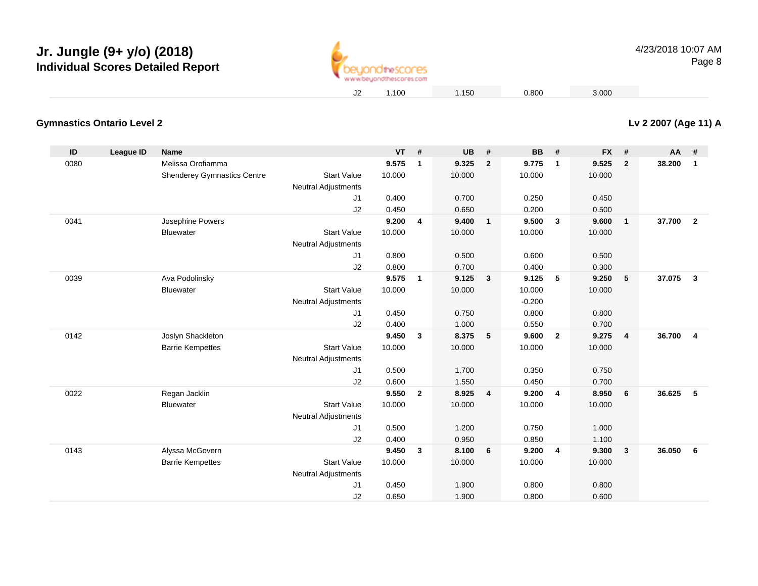# Jr. Jungle (9+ y/o) (2018)

## Individual Scores Detailed Report

4/23/2018 10:07 AM

| | | | | | | | | | | | | | |
|---|---|---|---|---|---|---|---|---|---|---|---|---|---|
| | | | J2 | 1.100 | | 1.150 | | 0.800 | | 3.000 | | | |

### Gymnastics Ontario Level 2

### Lv 2 2007 (Age 11) A

| ID | League ID | Name | | VT | # | UB | # | BB | # | FX | # | AA | # |
|---|---|---|---|---|---|---|---|---|---|---|---|---|---|
| 0080 | | Melissa Orofiamma | | **9.575** | **1** | **9.325** | **2** | **9.775** | **1** | **9.525** | **2** | **38.200** | **1** |
| | | Shenderey Gymnastics Centre | Start Value | 10.000 | | 10.000 | | 10.000 | | 10.000 | | | |
| | | | Neutral Adjustments | | | | | | | | | | |
| | | | J1 | 0.400 | | 0.700 | | 0.250 | | 0.450 | | | |
| | | | J2 | 0.450 | | 0.650 | | 0.200 | | 0.500 | | | |
| 0041 | | Josephine Powers | | **9.200** | **4** | **9.400** | **1** | **9.500** | **3** | **9.600** | **1** | **37.700** | **2** |
| | | Bluewater | Start Value | 10.000 | | 10.000 | | 10.000 | | 10.000 | | | |
| | | | Neutral Adjustments | | | | | | | | | | |
| | | | J1 | 0.800 | | 0.500 | | 0.600 | | 0.500 | | | |
| | | | J2 | 0.800 | | 0.700 | | 0.400 | | 0.300 | | | |
| 0039 | | Ava Podolinsky | | **9.575** | **1** | **9.125** | **3** | **9.125** | **5** | **9.250** | **5** | **37.075** | **3** |
| | | Bluewater | Start Value | 10.000 | | 10.000 | | 10.000 | | 10.000 | | | |
| | | | Neutral Adjustments | | | | | -0.200 | | | | | |
| | | | J1 | 0.450 | | 0.750 | | 0.800 | | 0.800 | | | |
| | | | J2 | 0.400 | | 1.000 | | 0.550 | | 0.700 | | | |
| 0142 | | Joslyn Shackleton | | **9.450** | **3** | **8.375** | **5** | **9.600** | **2** | **9.275** | **4** | **36.700** | **4** |
| | | Barrie Kempettes | Start Value | 10.000 | | 10.000 | | 10.000 | | 10.000 | | | |
| | | | Neutral Adjustments | | | | | | | | | | |
| | | | J1 | 0.500 | | 1.700 | | 0.350 | | 0.750 | | | |
| | | | J2 | 0.600 | | 1.550 | | 0.450 | | 0.700 | | | |
| 0022 | | Regan Jacklin | | **9.550** | **2** | **8.925** | **4** | **9.200** | **4** | **8.950** | **6** | **36.625** | **5** |
| | | Bluewater | Start Value | 10.000 | | 10.000 | | 10.000 | | 10.000 | | | |
| | | | Neutral Adjustments | | | | | | | | | | |
| | | | J1 | 0.500 | | 1.200 | | 0.750 | | 1.000 | | | |
| | | | J2 | 0.400 | | 0.950 | | 0.850 | | 1.100 | | | |
| 0143 | | Alyssa McGovern | | **9.450** | **3** | **8.100** | **6** | **9.200** | **4** | **9.300** | **3** | **36.050** | **6** |
| | | Barrie Kempettes | Start Value | 10.000 | | 10.000 | | 10.000 | | 10.000 | | | |
| | | | Neutral Adjustments | | | | | | | | | | |
| | | | J1 | 0.450 | | 1.900 | | 0.800 | | 0.800 | | | |
| | | | J2 | 0.650 | | 1.900 | | 0.800 | | 0.600 | | | |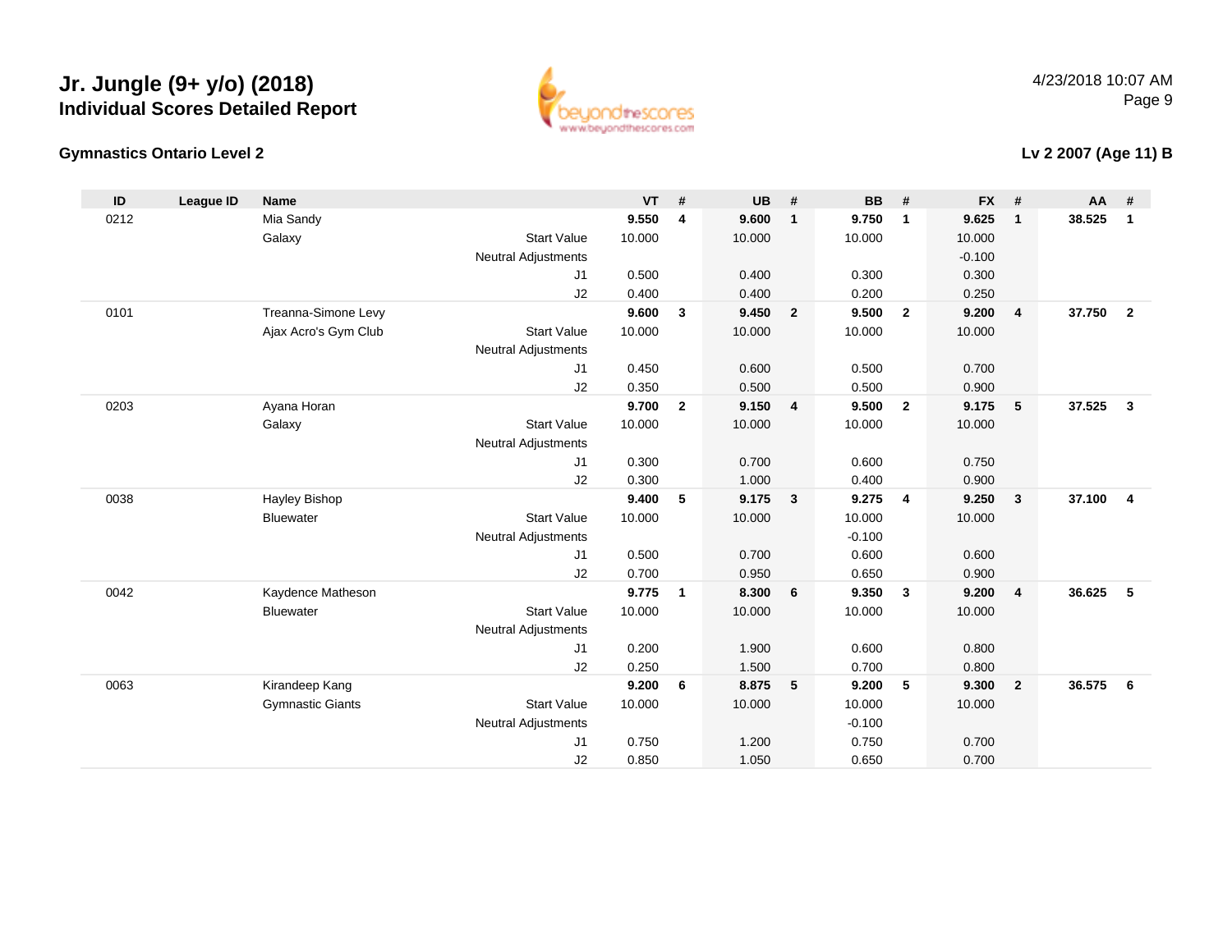# Jr. Jungle (9+ y/o) (2018)

## Individual Scores Detailed Report

4/23/2018 10:07 AM

### Gymnastics Ontario Level 2

### Lv 2 2007 (Age 11) B

| ID | League ID | Name | | VT | # | UB | # | BB | # | FX | # | AA | # |
|---|---|---|---|---|---|---|---|---|---|---|---|---|---|
| 0212 | | Mia Sandy | | **9.550** | **4** | **9.600** | **1** | **9.750** | **1** | **9.625** | **1** | **38.525** | **1** |
| | | Galaxy | Start Value | 10.000 | | 10.000 | | 10.000 | | 10.000 | | | |
| | | | Neutral Adjustments | | | | | | | -0.100 | | | |
| | | | J1 | 0.500 | | 0.400 | | 0.300 | | 0.300 | | | |
| | | | J2 | 0.400 | | 0.400 | | 0.200 | | 0.250 | | | |
| 0101 | | Treanna-Simone Levy | | **9.600** | **3** | **9.450** | **2** | **9.500** | **2** | **9.200** | **4** | **37.750** | **2** |
| | | Ajax Acro's Gym Club | Start Value | 10.000 | | 10.000 | | 10.000 | | 10.000 | | | |
| | | | Neutral Adjustments | | | | | | | | | | |
| | | | J1 | 0.450 | | 0.600 | | 0.500 | | 0.700 | | | |
| | | | J2 | 0.350 | | 0.500 | | 0.500 | | 0.900 | | | |
| 0203 | | Ayana Horan | | **9.700** | **2** | **9.150** | **4** | **9.500** | **2** | **9.175** | **5** | **37.525** | **3** |
| | | Galaxy | Start Value | 10.000 | | 10.000 | | 10.000 | | 10.000 | | | |
| | | | Neutral Adjustments | | | | | | | | | | |
| | | | J1 | 0.300 | | 0.700 | | 0.600 | | 0.750 | | | |
| | | | J2 | 0.300 | | 1.000 | | 0.400 | | 0.900 | | | |
| 0038 | | Hayley Bishop | | **9.400** | **5** | **9.175** | **3** | **9.275** | **4** | **9.250** | **3** | **37.100** | **4** |
| | | Bluewater | Start Value | 10.000 | | 10.000 | | 10.000 | | 10.000 | | | |
| | | | Neutral Adjustments | | | | | -0.100 | | | | | |
| | | | J1 | 0.500 | | 0.700 | | 0.600 | | 0.600 | | | |
| | | | J2 | 0.700 | | 0.950 | | 0.650 | | 0.900 | | | |
| 0042 | | Kaydence Matheson | | **9.775** | **1** | **8.300** | **6** | **9.350** | **3** | **9.200** | **4** | **36.625** | **5** |
| | | Bluewater | Start Value | 10.000 | | 10.000 | | 10.000 | | 10.000 | | | |
| | | | Neutral Adjustments | | | | | | | | | | |
| | | | J1 | 0.200 | | 1.900 | | 0.600 | | 0.800 | | | |
| | | | J2 | 0.250 | | 1.500 | | 0.700 | | 0.800 | | | |
| 0063 | | Kirandeep Kang | | **9.200** | **6** | **8.875** | **5** | **9.200** | **5** | **9.300** | **2** | **36.575** | **6** |
| | | Gymnastic Giants | Start Value | 10.000 | | 10.000 | | 10.000 | | 10.000 | | | |
| | | | Neutral Adjustments | | | | | -0.100 | | | | | |
| | | | J1 | 0.750 | | 1.200 | | 0.750 | | 0.700 | | | |
| | | | J2 | 0.850 | | 1.050 | | 0.650 | | 0.700 | | | |